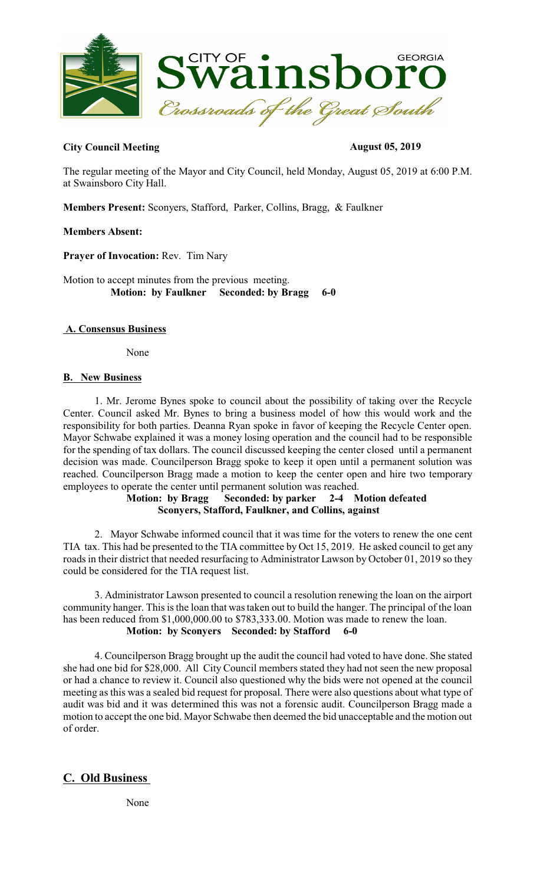CITY OF Swainsboro GEORGIA
Crossroads of the Great South

**City Council Meeting** **August 05, 2019**

The regular meeting of the Mayor and City Council, held Monday, August 05, 2019 at 6:00 P.M. at Swainsboro City Hall.

**Members Present:** Sconyers, Stafford, Parker, Collins, Bragg, & Faulkner

**Members Absent:**

**Prayer of Invocation:** Rev. Tim Nary

Motion to accept minutes from the previous meeting.
**Motion: by Faulkner Seconded: by Bragg 6-0**

## A. Consensus Business

None

## B. New Business

1. Mr. Jerome Bynes spoke to council about the possibility of taking over the Recycle Center. Council asked Mr. Bynes to bring a business model of how this would work and the responsibility for both parties. Deanna Ryan spoke in favor of keeping the Recycle Center open. Mayor Schwabe explained it was a money losing operation and the council had to be responsible for the spending of tax dollars. The council discussed keeping the center closed until a permanent decision was made. Councilperson Bragg spoke to keep it open until a permanent solution was reached. Councilperson Bragg made a motion to keep the center open and hire two temporary employees to operate the center until permanent solution was reached.
**Motion: by Bragg Seconded: by parker 2-4 Motion defeated**
**Sconyers, Stafford, Faulkner, and Collins, against**

2. Mayor Schwabe informed council that it was time for the voters to renew the one cent TIA tax. This had be presented to the TIA committee by Oct 15, 2019. He asked council to get any roads in their district that needed resurfacing to Administrator Lawson by October 01, 2019 so they could be considered for the TIA request list.

3. Administrator Lawson presented to council a resolution renewing the loan on the airport community hanger. This is the loan that was taken out to build the hanger. The principal of the loan has been reduced from $1,000,000.00 to $783,333.00. Motion was made to renew the loan.
**Motion: by Sconyers Seconded: by Stafford 6-0**

4. Councilperson Bragg brought up the audit the council had voted to have done. She stated she had one bid for $28,000. All City Council members stated they had not seen the new proposal or had a chance to review it. Council also questioned why the bids were not opened at the council meeting as this was a sealed bid request for proposal. There were also questions about what type of audit was bid and it was determined this was not a forensic audit. Councilperson Bragg made a motion to accept the one bid. Mayor Schwabe then deemed the bid unacceptable and the motion out of order.

## C. Old Business

None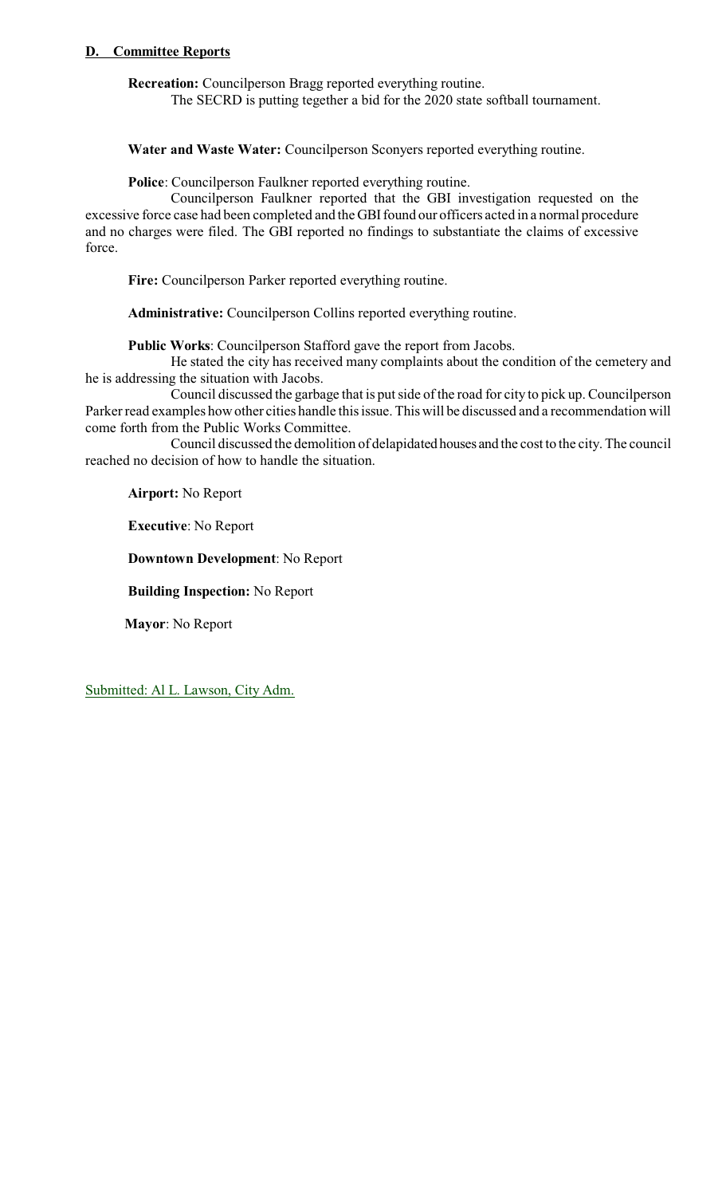## D. Committee Reports

**Recreation:** Councilperson Bragg reported everything routine.
The SECRD is putting tegether a bid for the 2020 state softball tournament.

**Water and Waste Water:** Councilperson Sconyers reported everything routine.

**Police**: Councilperson Faulkner reported everything routine.
Councilperson Faulkner reported that the GBI investigation requested on the excessive force case had been completed and the GBI found our officers acted in a normal procedure and no charges were filed. The GBI reported no findings to substantiate the claims of excessive force.

**Fire:** Councilperson Parker reported everything routine.

**Administrative:** Councilperson Collins reported everything routine.

**Public Works**: Councilperson Stafford gave the report from Jacobs.
He stated the city has received many complaints about the condition of the cemetery and he is addressing the situation with Jacobs.
Council discussed the garbage that is put side of the road for city to pick up. Councilperson Parker read examples how other cities handle this issue. This will be discussed and a recommendation will come forth from the Public Works Committee.
Council discussed the demolition of delapidated houses and the cost to the city. The council reached no decision of how to handle the situation.

**Airport:** No Report

**Executive**: No Report

**Downtown Development**: No Report

**Building Inspection:** No Report

**Mayor**: No Report

Submitted: Al L. Lawson, City Adm.